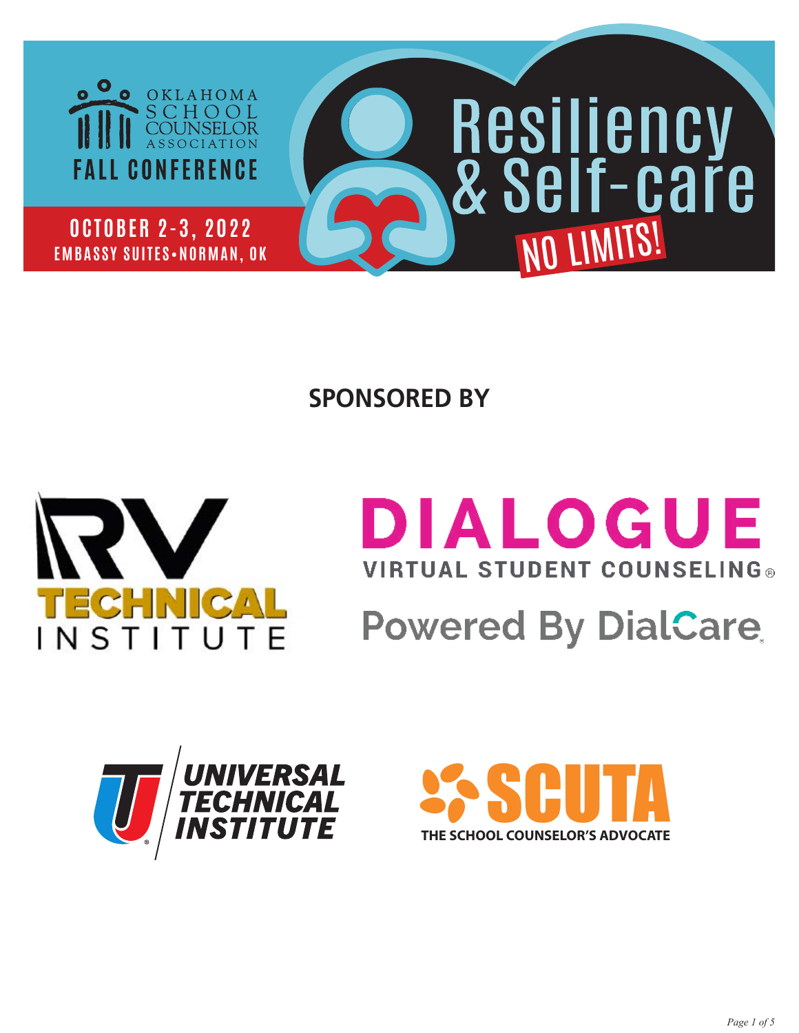# Oklahoma School Counselor Association Fall Conference

## Resiliency & Self-care

**NO LIMITS!**

October 2-3, 2022
Embassy Suites • Norman, OK

## SPONSORED BY

RV Technical Institute

DIALOGUE
Virtual Student Counseling®
Powered By DialCare

Universal Technical Institute

SCUTA
The School Counselor's Advocate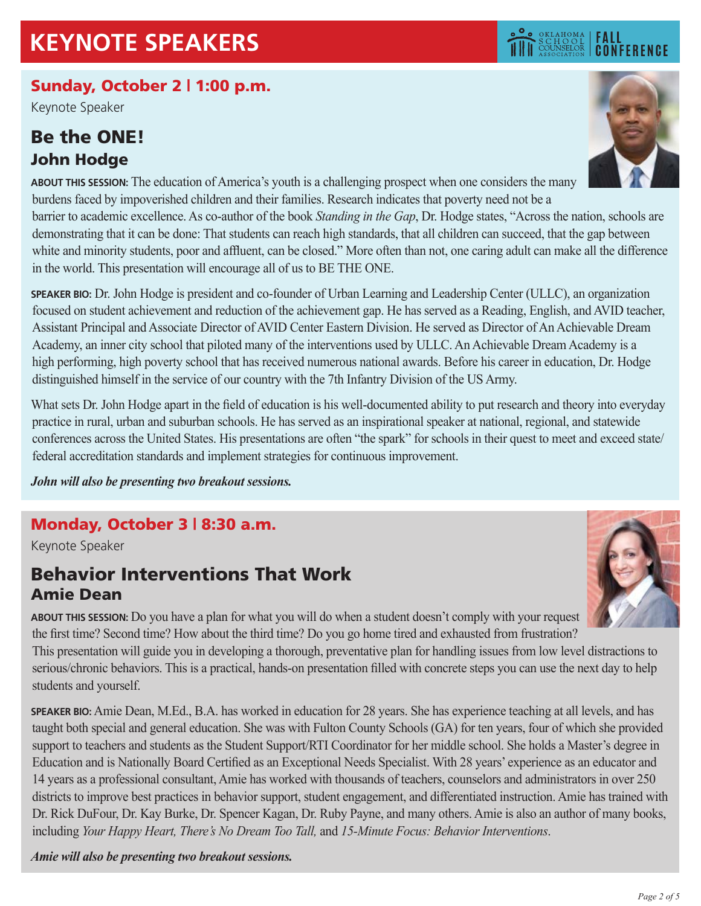# KEYNOTE SPEAKERS

## Sunday, October 2 | 1:00 p.m.

Keynote Speaker

### Be the ONE!
### John Hodge

**ABOUT THIS SESSION:** The education of America's youth is a challenging prospect when one considers the many burdens faced by impoverished children and their families. Research indicates that poverty need not be a barrier to academic excellence. As co-author of the book *Standing in the Gap*, Dr. Hodge states, "Across the nation, schools are demonstrating that it can be done: That students can reach high standards, that all children can succeed, that the gap between white and minority students, poor and affluent, can be closed." More often than not, one caring adult can make all the difference in the world. This presentation will encourage all of us to BE THE ONE.

**SPEAKER BIO:** Dr. John Hodge is president and co-founder of Urban Learning and Leadership Center (ULLC), an organization focused on student achievement and reduction of the achievement gap. He has served as a Reading, English, and AVID teacher, Assistant Principal and Associate Director of AVID Center Eastern Division. He served as Director of An Achievable Dream Academy, an inner city school that piloted many of the interventions used by ULLC. An Achievable Dream Academy is a high performing, high poverty school that has received numerous national awards. Before his career in education, Dr. Hodge distinguished himself in the service of our country with the 7th Infantry Division of the US Army.

What sets Dr. John Hodge apart in the field of education is his well-documented ability to put research and theory into everyday practice in rural, urban and suburban schools. He has served as an inspirational speaker at national, regional, and statewide conferences across the United States. His presentations are often "the spark" for schools in their quest to meet and exceed state/federal accreditation standards and implement strategies for continuous improvement.

***John will also be presenting two breakout sessions.***

## Monday, October 3 | 8:30 a.m.

Keynote Speaker

### Behavior Interventions That Work
### Amie Dean

**ABOUT THIS SESSION:** Do you have a plan for what you will do when a student doesn't comply with your request the first time? Second time? How about the third time? Do you go home tired and exhausted from frustration? This presentation will guide you in developing a thorough, preventative plan for handling issues from low level distractions to serious/chronic behaviors. This is a practical, hands-on presentation filled with concrete steps you can use the next day to help students and yourself.

**SPEAKER BIO:** Amie Dean, M.Ed., B.A. has worked in education for 28 years. She has experience teaching at all levels, and has taught both special and general education. She was with Fulton County Schools (GA) for ten years, four of which she provided support to teachers and students as the Student Support/RTI Coordinator for her middle school. She holds a Master's degree in Education and is Nationally Board Certified as an Exceptional Needs Specialist. With 28 years' experience as an educator and 14 years as a professional consultant, Amie has worked with thousands of teachers, counselors and administrators in over 250 districts to improve best practices in behavior support, student engagement, and differentiated instruction. Amie has trained with Dr. Rick DuFour, Dr. Kay Burke, Dr. Spencer Kagan, Dr. Ruby Payne, and many others. Amie is also an author of many books, including *Your Happy Heart, There's No Dream Too Tall,* and *15-Minute Focus: Behavior Interventions*.

***Amie will also be presenting two breakout sessions.***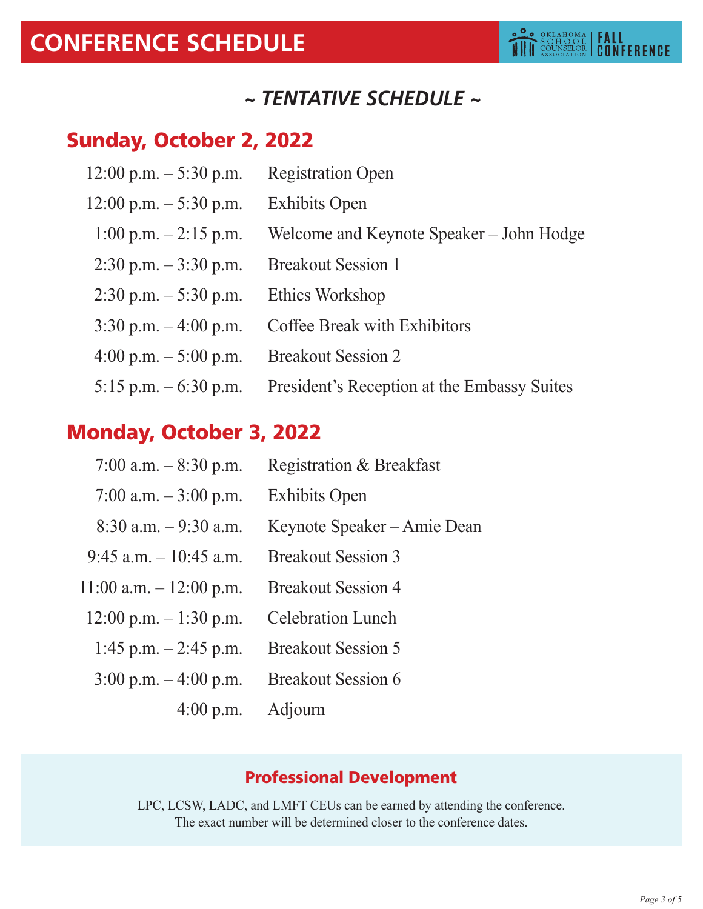# CONFERENCE SCHEDULE

OKLAHOMA SCHOOL COUNSELOR ASSOCIATION | FALL CONFERENCE

### *~ TENTATIVE SCHEDULE ~*

## Sunday, October 2, 2022

| | |
|---|---|
| 12:00 p.m. – 5:30 p.m. | Registration Open |
| 12:00 p.m. – 5:30 p.m. | Exhibits Open |
| 1:00 p.m. – 2:15 p.m. | Welcome and Keynote Speaker – John Hodge |
| 2:30 p.m. – 3:30 p.m. | Breakout Session 1 |
| 2:30 p.m. – 5:30 p.m. | Ethics Workshop |
| 3:30 p.m. – 4:00 p.m. | Coffee Break with Exhibitors |
| 4:00 p.m. – 5:00 p.m. | Breakout Session 2 |
| 5:15 p.m. – 6:30 p.m. | President's Reception at the Embassy Suites |

## Monday, October 3, 2022

| | |
|---|---|
| 7:00 a.m. – 8:30 p.m. | Registration & Breakfast |
| 7:00 a.m. – 3:00 p.m. | Exhibits Open |
| 8:30 a.m. – 9:30 a.m. | Keynote Speaker – Amie Dean |
| 9:45 a.m. – 10:45 a.m. | Breakout Session 3 |
| 11:00 a.m. – 12:00 p.m. | Breakout Session 4 |
| 12:00 p.m. – 1:30 p.m. | Celebration Lunch |
| 1:45 p.m. – 2:45 p.m. | Breakout Session 5 |
| 3:00 p.m. – 4:00 p.m. | Breakout Session 6 |
| 4:00 p.m. | Adjourn |

### Professional Development

LPC, LCSW, LADC, and LMFT CEUs can be earned by attending the conference.
The exact number will be determined closer to the conference dates.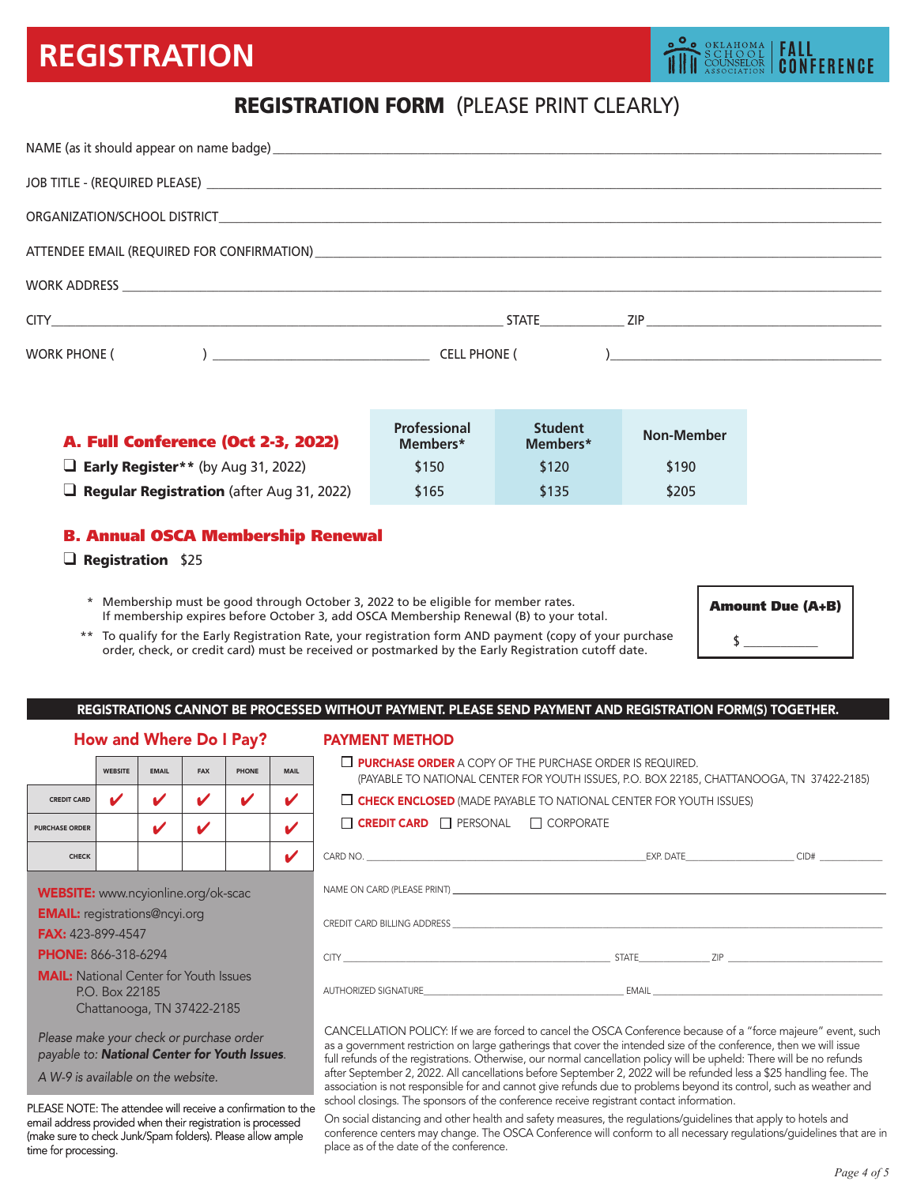# REGISTRATION

OKLAHOMA SCHOOL COUNSELOR ASSOCIATION | FALL CONFERENCE

## REGISTRATION FORM (PLEASE PRINT CLEARLY)

NAME (as it should appear on name badge) ____________________

JOB TITLE - (REQUIRED PLEASE) ____________________

ORGANIZATION/SCHOOL DISTRICT ____________________

ATTENDEE EMAIL (REQUIRED FOR CONFIRMATION) ____________________

WORK ADDRESS ____________________

CITY ____________________ STATE ________ ZIP ____________

WORK PHONE ( ) ____________________ CELL PHONE ( ) ____________________

| **A. Full Conference (Oct 2-3, 2022)** | Professional Members* | Student Members* | Non-Member |
|---|---|---|---|
| ☐ **Early Register**** (by Aug 31, 2022) | $150 | $120 | $190 |
| ☐ **Regular Registration** (after Aug 31, 2022) | $165 | $135 | $205 |

**B. Annual OSCA Membership Renewal**

☐ **Registration** $25

\* Membership must be good through October 3, 2022 to be eligible for member rates. If membership expires before October 3, add OSCA Membership Renewal (B) to your total.

** To qualify for the Early Registration Rate, your registration form AND payment (copy of your purchase order, check, or credit card) must be received or postmarked by the Early Registration cutoff date.

**Amount Due (A+B)**

$ ________

**REGISTRATIONS CANNOT BE PROCESSED WITHOUT PAYMENT. PLEASE SEND PAYMENT AND REGISTRATION FORM(S) TOGETHER.**

### How and Where Do I Pay?

| | WEBSITE | EMAIL | FAX | PHONE | MAIL |
|---|---|---|---|---|---|
| CREDIT CARD | ✔ | ✔ | ✔ | ✔ | ✔ |
| PURCHASE ORDER | | ✔ | ✔ | | ✔ |
| CHECK | | | | | ✔ |

**WEBSITE:** www.ncyionline.org/ok-scac

**EMAIL:** registrations@ncyi.org

**FAX:** 423-899-4547

**PHONE:** 866-318-6294

**MAIL:** National Center for Youth Issues
P.O. Box 22185
Chattanooga, TN 37422-2185

*Please make your check or purchase order payable to:* ***National Center for Youth Issues***.

*A W-9 is available on the website.*

PLEASE NOTE: The attendee will receive a confirmation to the email address provided when their registration is processed (make sure to check Junk/Spam folders). Please allow ample time for processing.

### PAYMENT METHOD

☐ **PURCHASE ORDER** A COPY OF THE PURCHASE ORDER IS REQUIRED.
(PAYABLE TO NATIONAL CENTER FOR YOUTH ISSUES, P.O. BOX 22185, CHATTANOOGA, TN 37422-2185)

☐ **CHECK ENCLOSED** (MADE PAYABLE TO NATIONAL CENTER FOR YOUTH ISSUES)

☐ **CREDIT CARD** ☐ PERSONAL ☐ CORPORATE

CARD NO. ____________________ EXP. DATE ________ CID# ________

NAME ON CARD (PLEASE PRINT) ____________________

CREDIT CARD BILLING ADDRESS ____________________

CITY ____________________ STATE ________ ZIP ____________

AUTHORIZED SIGNATURE ____________________ EMAIL ____________________

CANCELLATION POLICY: If we are forced to cancel the OSCA Conference because of a "force majeure" event, such as a government restriction on large gatherings that cover the intended size of the conference, then we will issue full refunds of the registrations. Otherwise, our normal cancellation policy will be upheld: There will be no refunds after September 2, 2022. All cancellations before September 2, 2022 will be refunded less a $25 handling fee. The association is not responsible for and cannot give refunds due to problems beyond its control, such as weather and school closings. The sponsors of the conference receive registrant contact information.

On social distancing and other health and safety measures, the regulations/guidelines that apply to hotels and conference centers may change. The OSCA Conference will conform to all necessary regulations/guidelines that are in place as of the date of the conference.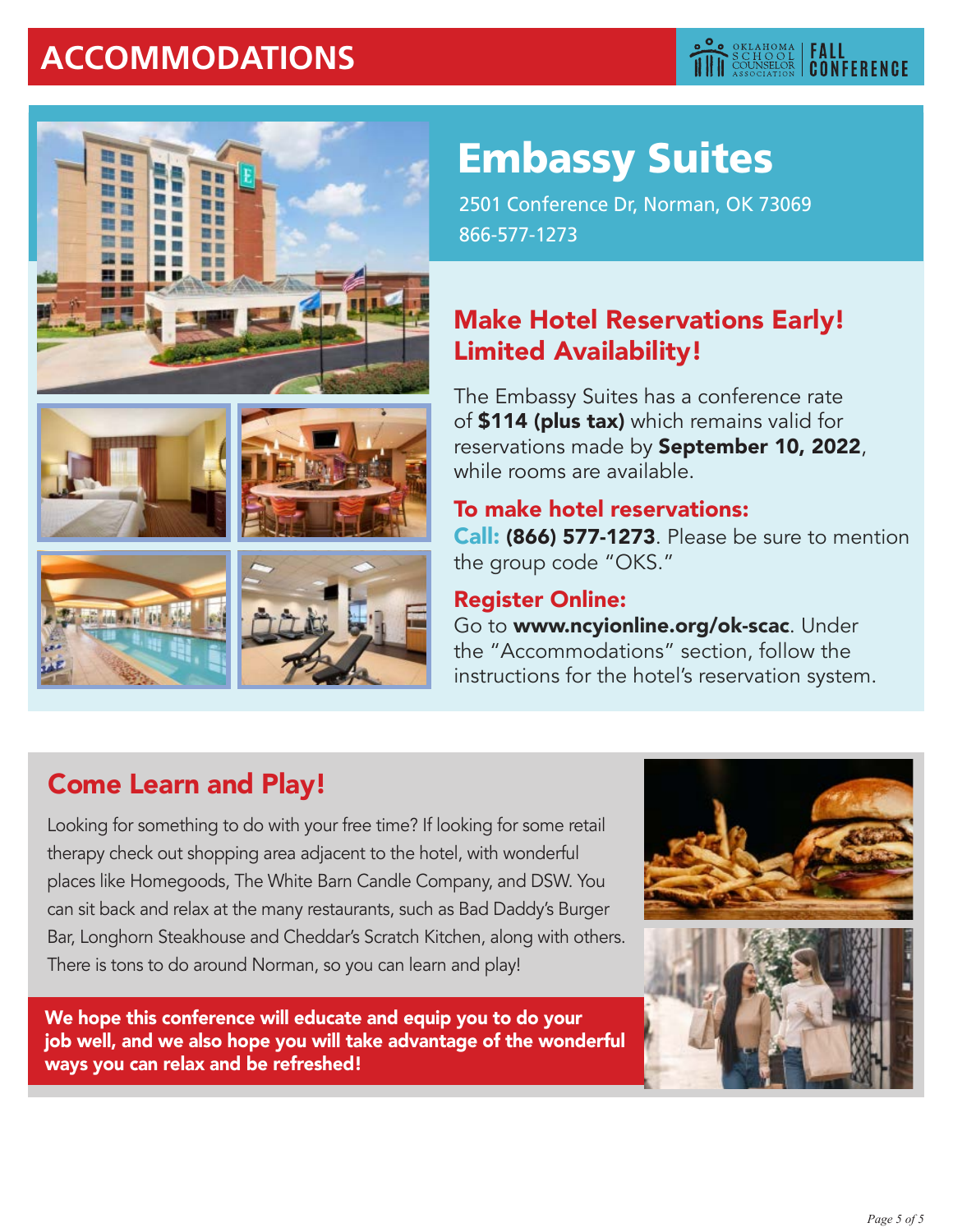# ACCOMMODATIONS

## Embassy Suites

2501 Conference Dr, Norman, OK 73069
866-577-1273

### Make Hotel Reservations Early! Limited Availability!

The Embassy Suites has a conference rate of **$114 (plus tax)** which remains valid for reservations made by **September 10, 2022**, while rooms are available.

### To make hotel reservations:

**Call: (866) 577-1273**. Please be sure to mention the group code "OKS."

### Register Online:

Go to **www.ncyionline.org/ok-scac**. Under the "Accommodations" section, follow the instructions for the hotel's reservation system.

## Come Learn and Play!

Looking for something to do with your free time? If looking for some retail therapy check out shopping area adjacent to the hotel, with wonderful places like Homegoods, The White Barn Candle Company, and DSW. You can sit back and relax at the many restaurants, such as Bad Daddy's Burger Bar, Longhorn Steakhouse and Cheddar's Scratch Kitchen, along with others. There is tons to do around Norman, so you can learn and play!

**We hope this conference will educate and equip you to do your job well, and we also hope you will take advantage of the wonderful ways you can relax and be refreshed!**